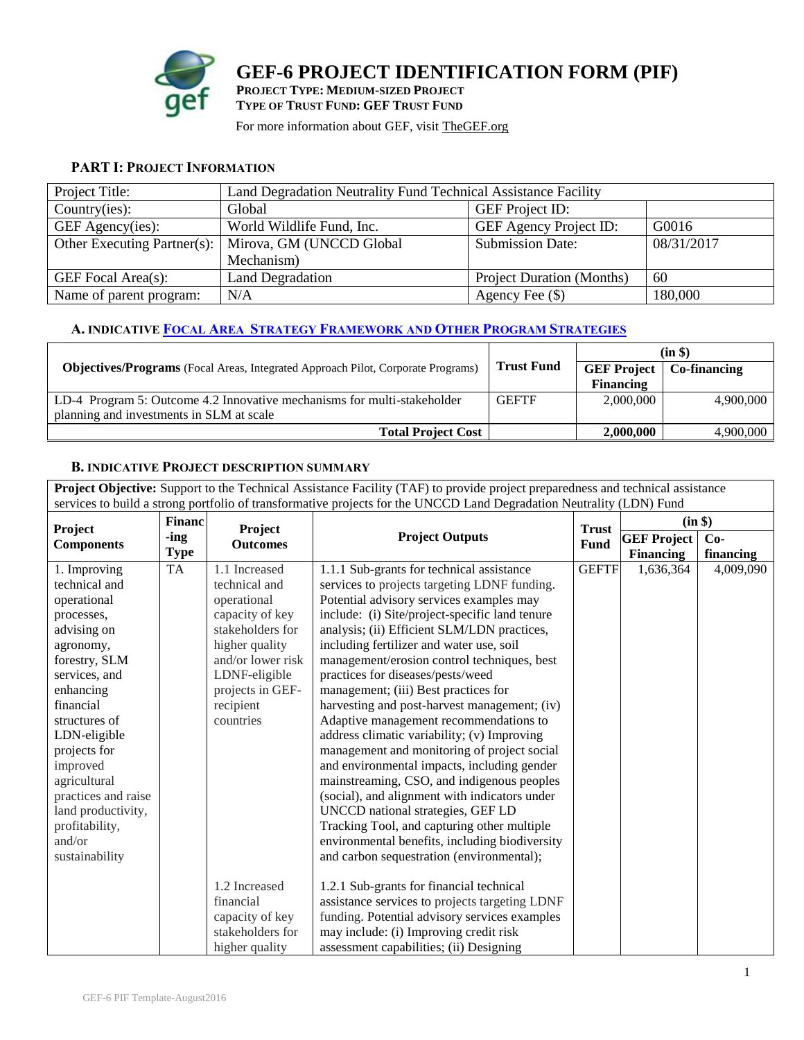# GEF-6 PROJECT IDENTIFICATION FORM (PIF)

**PROJECT TYPE: MEDIUM-SIZED PROJECT**
**TYPE OF TRUST FUND: GEF TRUST FUND**

For more information about GEF, visit TheGEF.org

## PART I: PROJECT INFORMATION

| Project Title: | Land Degradation Neutrality Fund Technical Assistance Facility | | |
|---|---|---|---|
| Country(ies): | Global | GEF Project ID: | |
| GEF Agency(ies): | World Wildlife Fund, Inc. | GEF Agency Project ID: | G0016 |
| Other Executing Partner(s): | Mirova, GM (UNCCD Global Mechanism) | Submission Date: | 08/31/2017 |
| GEF Focal Area(s): | Land Degradation | Project Duration (Months) | 60 |
| Name of parent program: | N/A | Agency Fee ($) | 180,000 |

### A. INDICATIVE FOCAL AREA STRATEGY FRAMEWORK AND OTHER PROGRAM STRATEGIES

| **Objectives/Programs** (Focal Areas, Integrated Approach Pilot, Corporate Programs) | **Trust Fund** | **(in $)** | |
|---|---|---|---|
| | | **GEF Project Financing** | **Co-financing** |
| LD-4 Program 5: Outcome 4.2 Innovative mechanisms for multi-stakeholder planning and investments in SLM at scale | GEFTF | 2,000,000 | 4,900,000 |
| **Total Project Cost** | | **2,000,000** | 4,900,000 |

### B. INDICATIVE PROJECT DESCRIPTION SUMMARY

**Project Objective:** Support to the Technical Assistance Facility (TAF) to provide project preparedness and technical assistance services to build a strong portfolio of transformative projects for the UNCCD Land Degradation Neutrality (LDN) Fund

| **Project Components** | **Financing Type** | **Project Outcomes** | **Project Outputs** | **Trust Fund** | **(in $)** | |
|---|---|---|---|---|---|---|
| | | | | | **GEF Project Financing** | **Co-financing** |
| 1. Improving technical and operational processes, advising on agronomy, forestry, SLM services, and enhancing financial structures of LDN-eligible projects for improved agricultural practices and raise land productivity, profitability, and/or sustainability | TA | 1.1 Increased technical and operational capacity of key stakeholders for higher quality and/or lower risk LDNF-eligible projects in GEF-recipient countries | 1.1.1 Sub-grants for technical assistance services to projects targeting LDNF funding. Potential advisory services examples may include: (i) Site/project-specific land tenure analysis; (ii) Efficient SLM/LDN practices, including fertilizer and water use, soil management/erosion control techniques, best practices for diseases/pests/weed management; (iii) Best practices for harvesting and post-harvest management; (iv) Adaptive management recommendations to address climatic variability; (v) Improving management and monitoring of project social and environmental impacts, including gender mainstreaming, CSO, and indigenous peoples (social), and alignment with indicators under UNCCD national strategies, GEF LD Tracking Tool, and capturing other multiple environmental benefits, including biodiversity and carbon sequestration (environmental); | GEFTF | 1,636,364 | 4,009,090 |
| | | 1.2 Increased financial capacity of key stakeholders for higher quality | 1.2.1 Sub-grants for financial technical assistance services to projects targeting LDNF funding. Potential advisory services examples may include: (i) Improving credit risk assessment capabilities; (ii) Designing | | | |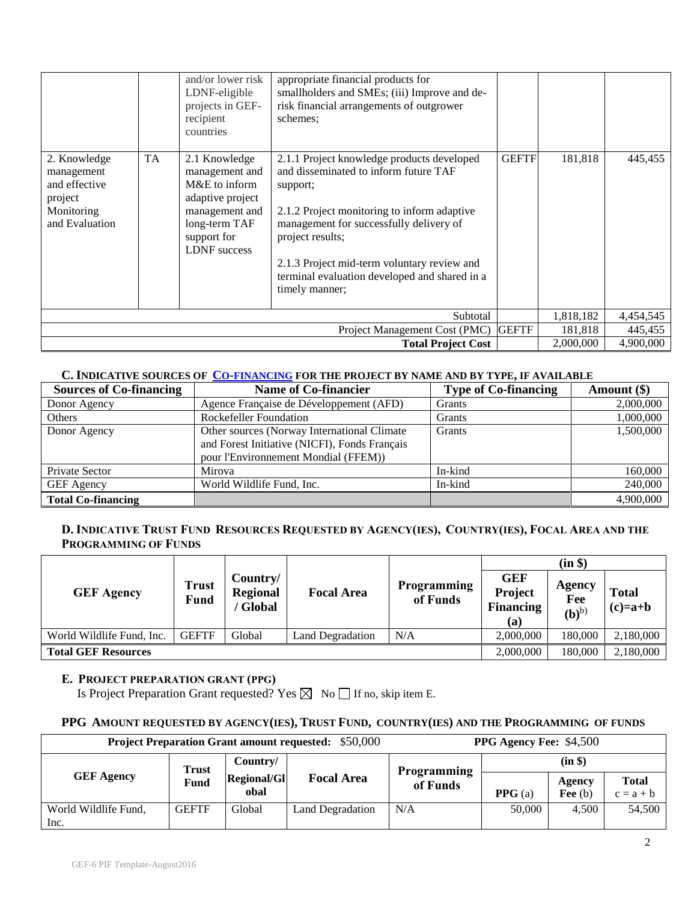| | | | | | | |
|---|---|---|---|---|---|---|
| | | and/or lower risk LDNF-eligible projects in GEF-recipient countries | appropriate financial products for smallholders and SMEs; (iii) Improve and de-risk financial arrangements of outgrower schemes; | | | |
| 2. Knowledge management and effective project Monitoring and Evaluation | TA | 2.1 Knowledge management and M&E to inform adaptive project management and long-term TAF support for LDNF success | 2.1.1 Project knowledge products developed and disseminated to inform future TAF support;<br><br>2.1.2 Project monitoring to inform adaptive management for successfully delivery of project results;<br><br>2.1.3 Project mid-term voluntary review and terminal evaluation developed and shared in a timely manner; | GEFTF | 181,818 | 445,455 |
| | | | Subtotal | | 1,818,182 | 4,454,545 |
| | | | Project Management Cost (PMC) | GEFTF | 181,818 | 445,455 |
| | | | **Total Project Cost** | | 2,000,000 | 4,900,000 |

### C. Indicative sources of Co-financing for the project by name and by type, if available

| Sources of Co-financing | Name of Co-financier | Type of Co-financing | Amount ($) |
|---|---|---|---|
| Donor Agency | Agence Française de Développement (AFD) | Grants | 2,000,000 |
| Others | Rockefeller Foundation | Grants | 1,000,000 |
| Donor Agency | Other sources (Norway International Climate and Forest Initiative (NICFI), Fonds Français pour l'Environnement Mondial (FFEM)) | Grants | 1,500,000 |
| Private Sector | Mirova | In-kind | 160,000 |
| GEF Agency | World Wildlife Fund, Inc. | In-kind | 240,000 |
| **Total Co-financing** | | | 4,900,000 |

### D. Indicative Trust Fund Resources Requested by Agency(ies), Country(ies), Focal Area and the Programming of Funds

| GEF Agency | Trust Fund | Country/ Regional / Global | Focal Area | Programming of Funds | (in $) | | |
|---|---|---|---|---|---|---|---|
| | | | | | GEF Project Financing (a) | Agency Fee (b)[b)] | Total (c)=a+b |
| World Wildlife Fund, Inc. | GEFTF | Global | Land Degradation | N/A | 2,000,000 | 180,000 | 2,180,000 |
| **Total GEF Resources** | | | | | 2,000,000 | 180,000 | 2,180,000 |

### E. Project Preparation Grant (PPG)

Is Project Preparation Grant requested? Yes ☒ No ☐ If no, skip item E.

### PPG Amount requested by Agency(ies), Trust Fund, Country(ies) and the Programming of Funds

| **Project Preparation Grant amount requested:** $50,000 | | | | | **PPG Agency Fee:** $4,500 | | |
|---|---|---|---|---|---|---|---|
| GEF Agency | Trust Fund | Country/ Regional/Global | Focal Area | Programming of Funds | (in $) | | |
| | | | | | PPG (a) | Agency Fee (b) | Total c = a + b |
| World Wildlife Fund, Inc. | GEFTF | Global | Land Degradation | N/A | 50,000 | 4,500 | 54,500 |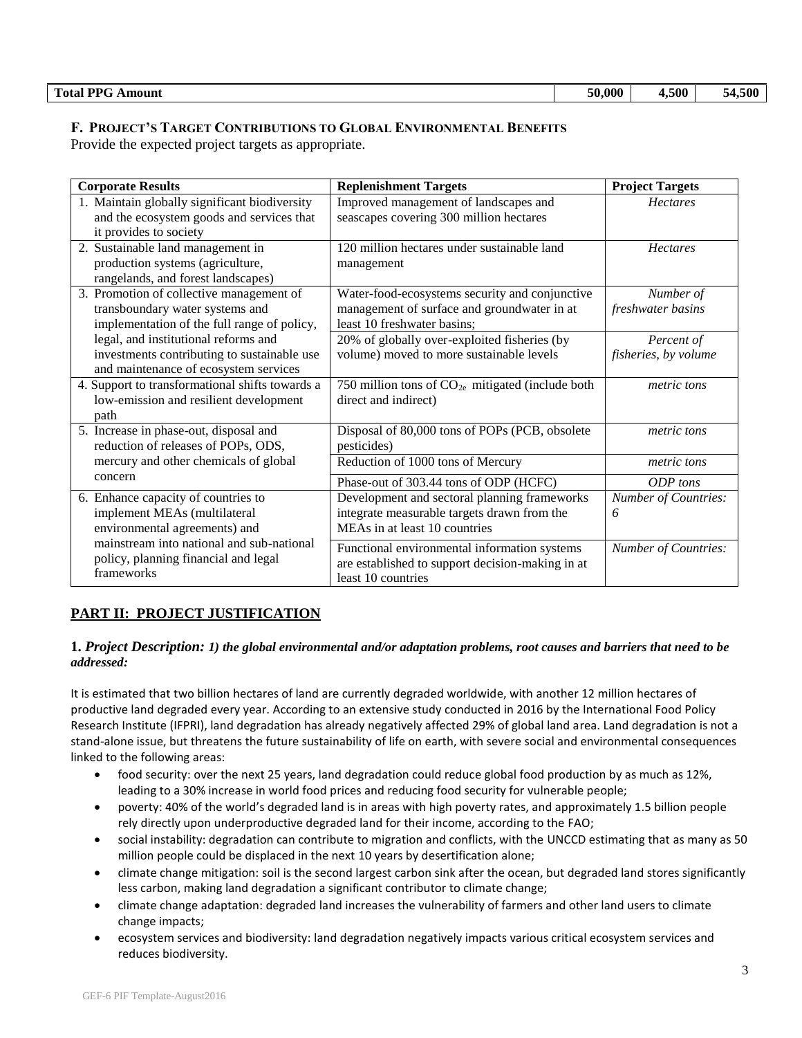| Total PPG Amount | 50,000 | 4,500 | 54,500 |
|---|---|---|---|

### F. Project's Target Contributions to Global Environmental Benefits

Provide the expected project targets as appropriate.

| Corporate Results | Replenishment Targets | Project Targets |
|---|---|---|
| 1. Maintain globally significant biodiversity and the ecosystem goods and services that it provides to society | Improved management of landscapes and seascapes covering 300 million hectares | *Hectares* |
| 2. Sustainable land management in production systems (agriculture, rangelands, and forest landscapes) | 120 million hectares under sustainable land management | *Hectares* |
| 3. Promotion of collective management of transboundary water systems and implementation of the full range of policy, legal, and institutional reforms and investments contributing to sustainable use and maintenance of ecosystem services | Water-food-ecosystems security and conjunctive management of surface and groundwater in at least 10 freshwater basins; | *Number of freshwater basins* |
| | 20% of globally over-exploited fisheries (by volume) moved to more sustainable levels | *Percent of fisheries, by volume* |
| 4. Support to transformational shifts towards a low-emission and resilient development path | 750 million tons of $CO_{2e}$ mitigated (include both direct and indirect) | *metric tons* |
| 5. Increase in phase-out, disposal and reduction of releases of POPs, ODS, mercury and other chemicals of global concern | Disposal of 80,000 tons of POPs (PCB, obsolete pesticides) | *metric tons* |
| | Reduction of 1000 tons of Mercury | *metric tons* |
| | Phase-out of 303.44 tons of ODP (HCFC) | *ODP tons* |
| 6. Enhance capacity of countries to implement MEAs (multilateral environmental agreements) and mainstream into national and sub-national policy, planning financial and legal frameworks | Development and sectoral planning frameworks integrate measurable targets drawn from the MEAs in at least 10 countries | *Number of Countries: 6* |
| | Functional environmental information systems are established to support decision-making in at least 10 countries | *Number of Countries:* |

## PART II: PROJECT JUSTIFICATION

**1.** ***Project Description:*** ***1) the global environmental and/or adaptation problems, root causes and barriers that need to be addressed:***

It is estimated that two billion hectares of land are currently degraded worldwide, with another 12 million hectares of productive land degraded every year. According to an extensive study conducted in 2016 by the International Food Policy Research Institute (IFPRI), land degradation has already negatively affected 29% of global land area. Land degradation is not a stand-alone issue, but threatens the future sustainability of life on earth, with severe social and environmental consequences linked to the following areas:

- food security: over the next 25 years, land degradation could reduce global food production by as much as 12%, leading to a 30% increase in world food prices and reducing food security for vulnerable people;
- poverty: 40% of the world's degraded land is in areas with high poverty rates, and approximately 1.5 billion people rely directly upon underproductive degraded land for their income, according to the FAO;
- social instability: degradation can contribute to migration and conflicts, with the UNCCD estimating that as many as 50 million people could be displaced in the next 10 years by desertification alone;
- climate change mitigation: soil is the second largest carbon sink after the ocean, but degraded land stores significantly less carbon, making land degradation a significant contributor to climate change;
- climate change adaptation: degraded land increases the vulnerability of farmers and other land users to climate change impacts;
- ecosystem services and biodiversity: land degradation negatively impacts various critical ecosystem services and reduces biodiversity.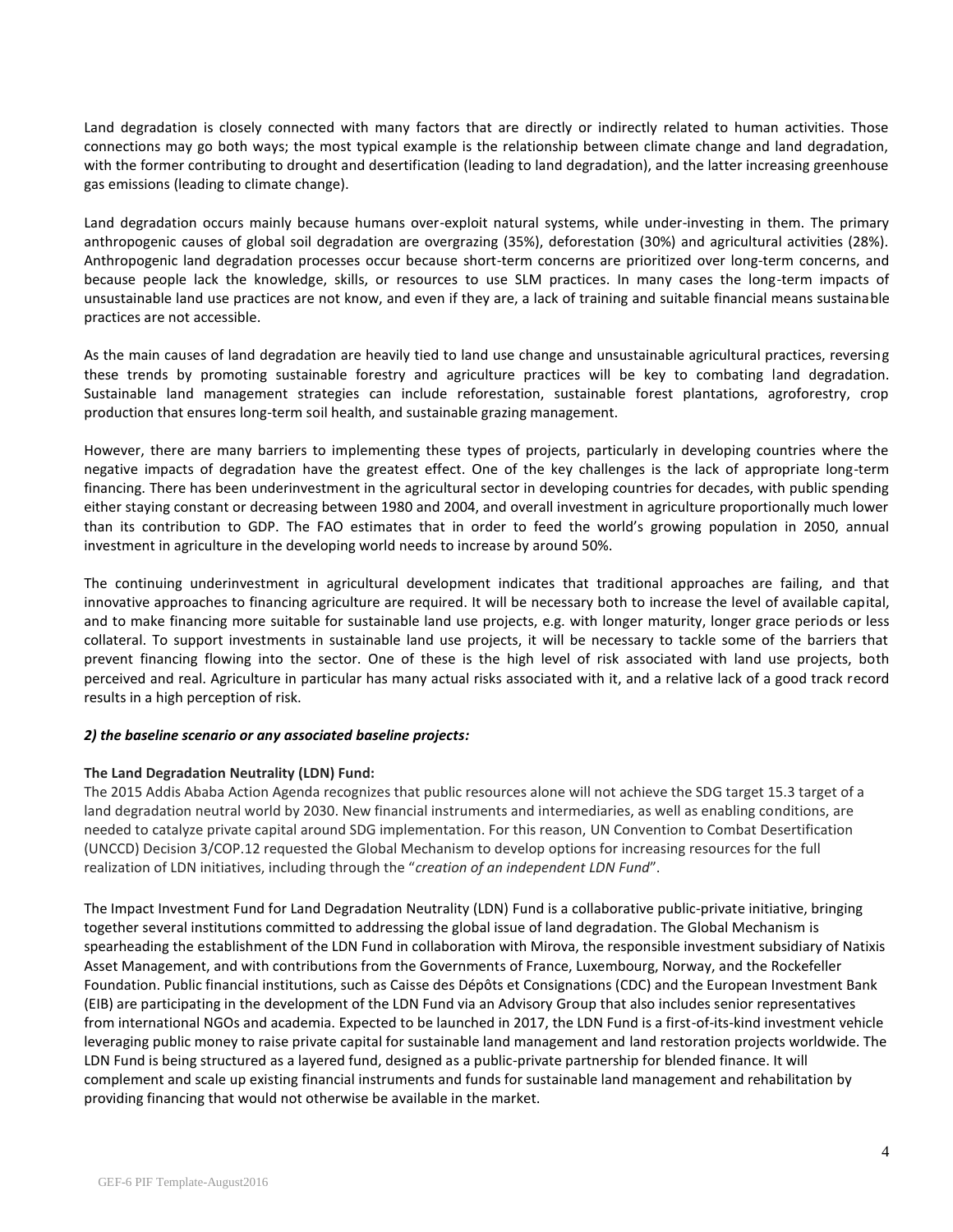Land degradation is closely connected with many factors that are directly or indirectly related to human activities. Those connections may go both ways; the most typical example is the relationship between climate change and land degradation, with the former contributing to drought and desertification (leading to land degradation), and the latter increasing greenhouse gas emissions (leading to climate change).

Land degradation occurs mainly because humans over-exploit natural systems, while under-investing in them. The primary anthropogenic causes of global soil degradation are overgrazing (35%), deforestation (30%) and agricultural activities (28%). Anthropogenic land degradation processes occur because short-term concerns are prioritized over long-term concerns, and because people lack the knowledge, skills, or resources to use SLM practices. In many cases the long-term impacts of unsustainable land use practices are not know, and even if they are, a lack of training and suitable financial means sustainable practices are not accessible.

As the main causes of land degradation are heavily tied to land use change and unsustainable agricultural practices, reversing these trends by promoting sustainable forestry and agriculture practices will be key to combating land degradation. Sustainable land management strategies can include reforestation, sustainable forest plantations, agroforestry, crop production that ensures long-term soil health, and sustainable grazing management.

However, there are many barriers to implementing these types of projects, particularly in developing countries where the negative impacts of degradation have the greatest effect. One of the key challenges is the lack of appropriate long-term financing. There has been underinvestment in the agricultural sector in developing countries for decades, with public spending either staying constant or decreasing between 1980 and 2004, and overall investment in agriculture proportionally much lower than its contribution to GDP. The FAO estimates that in order to feed the world's growing population in 2050, annual investment in agriculture in the developing world needs to increase by around 50%.

The continuing underinvestment in agricultural development indicates that traditional approaches are failing, and that innovative approaches to financing agriculture are required. It will be necessary both to increase the level of available capital, and to make financing more suitable for sustainable land use projects, e.g. with longer maturity, longer grace periods or less collateral. To support investments in sustainable land use projects, it will be necessary to tackle some of the barriers that prevent financing flowing into the sector. One of these is the high level of risk associated with land use projects, both perceived and real. Agriculture in particular has many actual risks associated with it, and a relative lack of a good track record results in a high perception of risk.

***2) the baseline scenario or any associated baseline projects:***

**The Land Degradation Neutrality (LDN) Fund:**

The 2015 Addis Ababa Action Agenda recognizes that public resources alone will not achieve the SDG target 15.3 target of a land degradation neutral world by 2030. New financial instruments and intermediaries, as well as enabling conditions, are needed to catalyze private capital around SDG implementation. For this reason, UN Convention to Combat Desertification (UNCCD) Decision 3/COP.12 requested the Global Mechanism to develop options for increasing resources for the full realization of LDN initiatives, including through the "*creation of an independent LDN Fund*".

The Impact Investment Fund for Land Degradation Neutrality (LDN) Fund is a collaborative public-private initiative, bringing together several institutions committed to addressing the global issue of land degradation. The Global Mechanism is spearheading the establishment of the LDN Fund in collaboration with Mirova, the responsible investment subsidiary of Natixis Asset Management, and with contributions from the Governments of France, Luxembourg, Norway, and the Rockefeller Foundation. Public financial institutions, such as Caisse des Dépôts et Consignations (CDC) and the European Investment Bank (EIB) are participating in the development of the LDN Fund via an Advisory Group that also includes senior representatives from international NGOs and academia. Expected to be launched in 2017, the LDN Fund is a first-of-its-kind investment vehicle leveraging public money to raise private capital for sustainable land management and land restoration projects worldwide. The LDN Fund is being structured as a layered fund, designed as a public-private partnership for blended finance. It will complement and scale up existing financial instruments and funds for sustainable land management and rehabilitation by providing financing that would not otherwise be available in the market.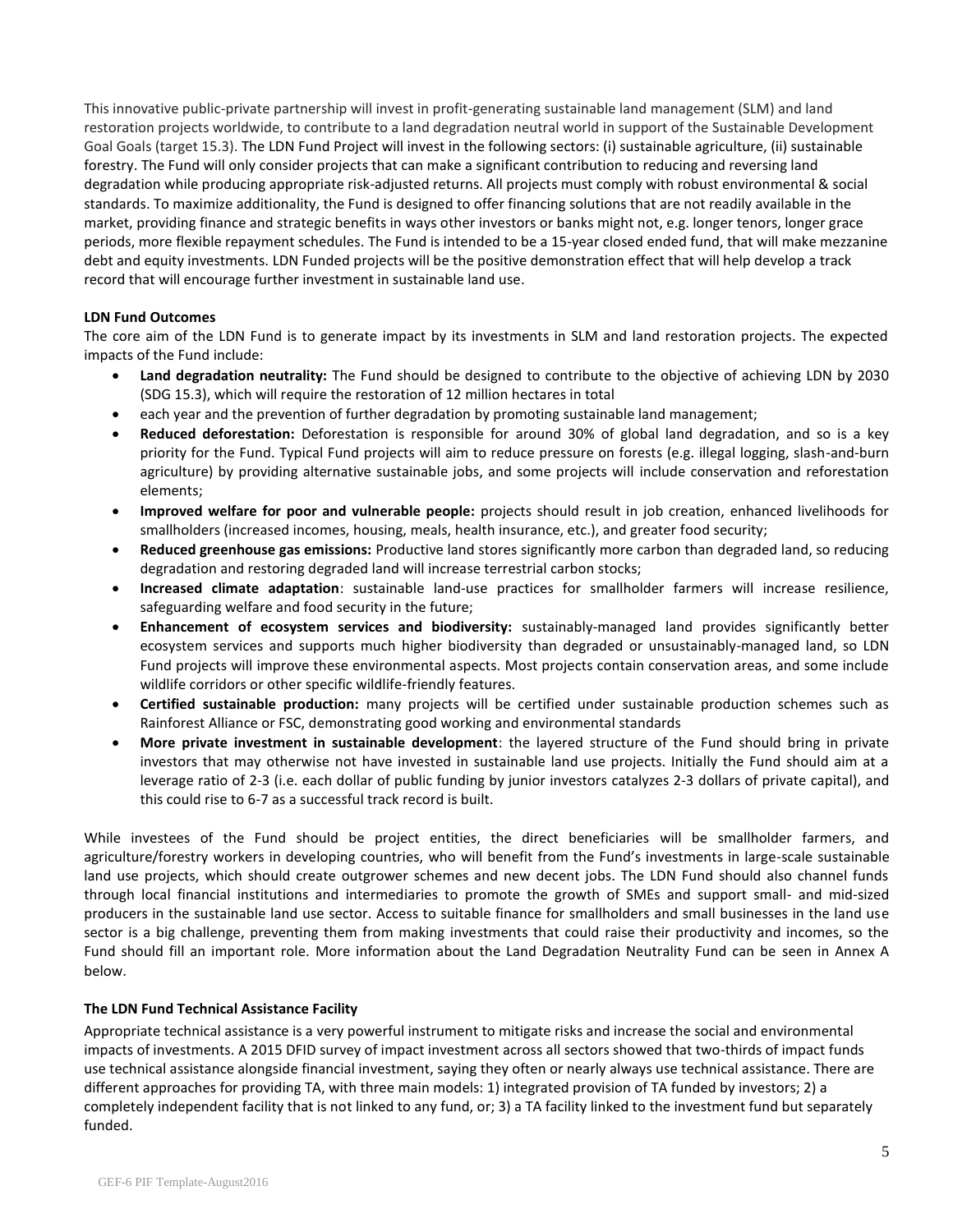This innovative public-private partnership will invest in profit-generating sustainable land management (SLM) and land restoration projects worldwide, to contribute to a land degradation neutral world in support of the Sustainable Development Goal Goals (target 15.3). The LDN Fund Project will invest in the following sectors: (i) sustainable agriculture, (ii) sustainable forestry. The Fund will only consider projects that can make a significant contribution to reducing and reversing land degradation while producing appropriate risk-adjusted returns. All projects must comply with robust environmental & social standards. To maximize additionality, the Fund is designed to offer financing solutions that are not readily available in the market, providing finance and strategic benefits in ways other investors or banks might not, e.g. longer tenors, longer grace periods, more flexible repayment schedules. The Fund is intended to be a 15-year closed ended fund, that will make mezzanine debt and equity investments. LDN Funded projects will be the positive demonstration effect that will help develop a track record that will encourage further investment in sustainable land use.

**LDN Fund Outcomes**

The core aim of the LDN Fund is to generate impact by its investments in SLM and land restoration projects. The expected impacts of the Fund include:

- **Land degradation neutrality:** The Fund should be designed to contribute to the objective of achieving LDN by 2030 (SDG 15.3), which will require the restoration of 12 million hectares in total
- each year and the prevention of further degradation by promoting sustainable land management;
- **Reduced deforestation:** Deforestation is responsible for around 30% of global land degradation, and so is a key priority for the Fund. Typical Fund projects will aim to reduce pressure on forests (e.g. illegal logging, slash-and-burn agriculture) by providing alternative sustainable jobs, and some projects will include conservation and reforestation elements;
- **Improved welfare for poor and vulnerable people:** projects should result in job creation, enhanced livelihoods for smallholders (increased incomes, housing, meals, health insurance, etc.), and greater food security;
- **Reduced greenhouse gas emissions:** Productive land stores significantly more carbon than degraded land, so reducing degradation and restoring degraded land will increase terrestrial carbon stocks;
- **Increased climate adaptation**: sustainable land-use practices for smallholder farmers will increase resilience, safeguarding welfare and food security in the future;
- **Enhancement of ecosystem services and biodiversity:** sustainably-managed land provides significantly better ecosystem services and supports much higher biodiversity than degraded or unsustainably-managed land, so LDN Fund projects will improve these environmental aspects. Most projects contain conservation areas, and some include wildlife corridors or other specific wildlife-friendly features.
- **Certified sustainable production:** many projects will be certified under sustainable production schemes such as Rainforest Alliance or FSC, demonstrating good working and environmental standards
- **More private investment in sustainable development**: the layered structure of the Fund should bring in private investors that may otherwise not have invested in sustainable land use projects. Initially the Fund should aim at a leverage ratio of 2-3 (i.e. each dollar of public funding by junior investors catalyzes 2-3 dollars of private capital), and this could rise to 6-7 as a successful track record is built.

While investees of the Fund should be project entities, the direct beneficiaries will be smallholder farmers, and agriculture/forestry workers in developing countries, who will benefit from the Fund's investments in large-scale sustainable land use projects, which should create outgrower schemes and new decent jobs. The LDN Fund should also channel funds through local financial institutions and intermediaries to promote the growth of SMEs and support small- and mid-sized producers in the sustainable land use sector. Access to suitable finance for smallholders and small businesses in the land use sector is a big challenge, preventing them from making investments that could raise their productivity and incomes, so the Fund should fill an important role. More information about the Land Degradation Neutrality Fund can be seen in Annex A below.

**The LDN Fund Technical Assistance Facility**

Appropriate technical assistance is a very powerful instrument to mitigate risks and increase the social and environmental impacts of investments. A 2015 DFID survey of impact investment across all sectors showed that two-thirds of impact funds use technical assistance alongside financial investment, saying they often or nearly always use technical assistance. There are different approaches for providing TA, with three main models: 1) integrated provision of TA funded by investors; 2) a completely independent facility that is not linked to any fund, or; 3) a TA facility linked to the investment fund but separately funded.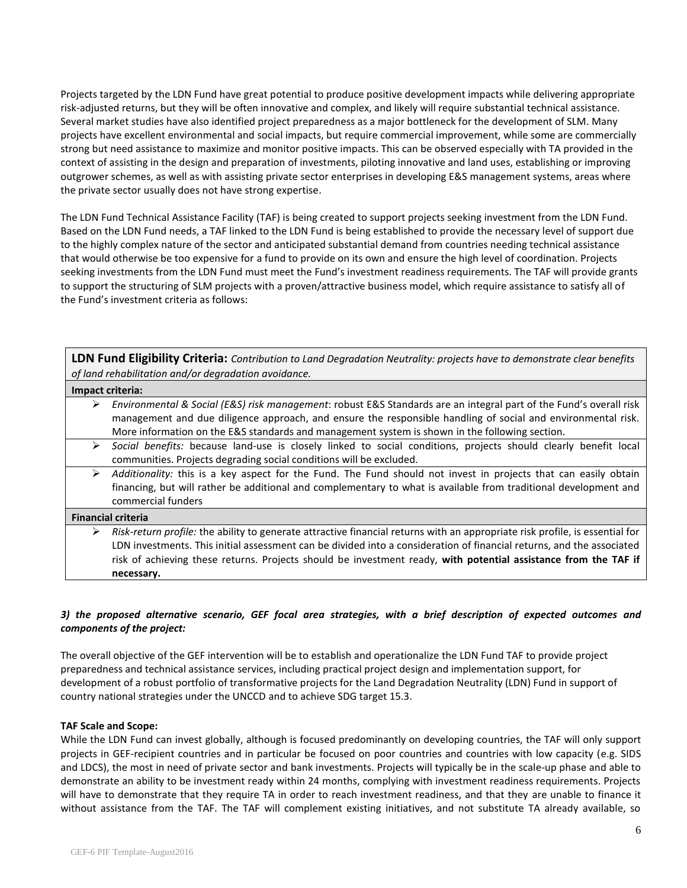Projects targeted by the LDN Fund have great potential to produce positive development impacts while delivering appropriate risk-adjusted returns, but they will be often innovative and complex, and likely will require substantial technical assistance. Several market studies have also identified project preparedness as a major bottleneck for the development of SLM. Many projects have excellent environmental and social impacts, but require commercial improvement, while some are commercially strong but need assistance to maximize and monitor positive impacts. This can be observed especially with TA provided in the context of assisting in the design and preparation of investments, piloting innovative and land uses, establishing or improving outgrower schemes, as well as with assisting private sector enterprises in developing E&S management systems, areas where the private sector usually does not have strong expertise.

The LDN Fund Technical Assistance Facility (TAF) is being created to support projects seeking investment from the LDN Fund. Based on the LDN Fund needs, a TAF linked to the LDN Fund is being established to provide the necessary level of support due to the highly complex nature of the sector and anticipated substantial demand from countries needing technical assistance that would otherwise be too expensive for a fund to provide on its own and ensure the high level of coordination. Projects seeking investments from the LDN Fund must meet the Fund's investment readiness requirements. The TAF will provide grants to support the structuring of SLM projects with a proven/attractive business model, which require assistance to satisfy all of the Fund's investment criteria as follows:

| **LDN Fund Eligibility Criteria:** *Contribution to Land Degradation Neutrality: projects have to demonstrate clear benefits of land rehabilitation and/or degradation avoidance.* |
|---|
| **Impact criteria:** |
| ➢ *Environmental & Social (E&S) risk management*: robust E&S Standards are an integral part of the Fund's overall risk management and due diligence approach, and ensure the responsible handling of social and environmental risk. More information on the E&S standards and management system is shown in the following section. |
| ➢ *Social benefits:* because land-use is closely linked to social conditions, projects should clearly benefit local communities. Projects degrading social conditions will be excluded. |
| ➢ *Additionality:* this is a key aspect for the Fund. The Fund should not invest in projects that can easily obtain financing, but will rather be additional and complementary to what is available from traditional development and commercial funders |
| **Financial criteria** |
| ➢ *Risk-return profile:* the ability to generate attractive financial returns with an appropriate risk profile, is essential for LDN investments. This initial assessment can be divided into a consideration of financial returns, and the associated risk of achieving these returns. Projects should be investment ready, **with potential assistance from the TAF if necessary.** |

***3) the proposed alternative scenario, GEF focal area strategies, with a brief description of expected outcomes and components of the project:***

The overall objective of the GEF intervention will be to establish and operationalize the LDN Fund TAF to provide project preparedness and technical assistance services, including practical project design and implementation support, for development of a robust portfolio of transformative projects for the Land Degradation Neutrality (LDN) Fund in support of country national strategies under the UNCCD and to achieve SDG target 15.3.

**TAF Scale and Scope:**

While the LDN Fund can invest globally, although is focused predominantly on developing countries, the TAF will only support projects in GEF-recipient countries and in particular be focused on poor countries and countries with low capacity (e.g. SIDS and LDCS), the most in need of private sector and bank investments. Projects will typically be in the scale-up phase and able to demonstrate an ability to be investment ready within 24 months, complying with investment readiness requirements. Projects will have to demonstrate that they require TA in order to reach investment readiness, and that they are unable to finance it without assistance from the TAF. The TAF will complement existing initiatives, and not substitute TA already available, so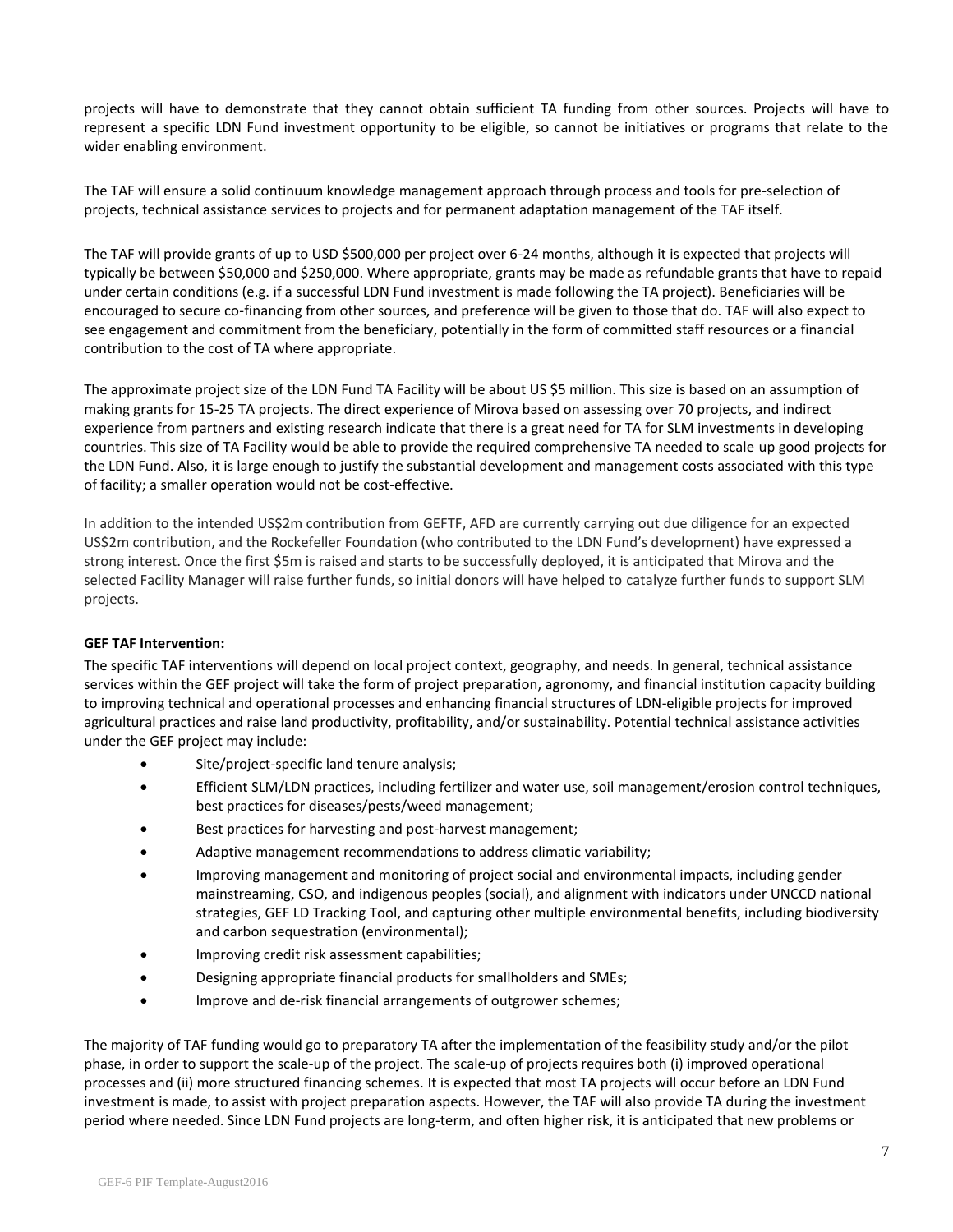projects will have to demonstrate that they cannot obtain sufficient TA funding from other sources. Projects will have to represent a specific LDN Fund investment opportunity to be eligible, so cannot be initiatives or programs that relate to the wider enabling environment.

The TAF will ensure a solid continuum knowledge management approach through process and tools for pre-selection of projects, technical assistance services to projects and for permanent adaptation management of the TAF itself.

The TAF will provide grants of up to USD $500,000 per project over 6-24 months, although it is expected that projects will typically be between $50,000 and $250,000. Where appropriate, grants may be made as refundable grants that have to repaid under certain conditions (e.g. if a successful LDN Fund investment is made following the TA project). Beneficiaries will be encouraged to secure co-financing from other sources, and preference will be given to those that do. TAF will also expect to see engagement and commitment from the beneficiary, potentially in the form of committed staff resources or a financial contribution to the cost of TA where appropriate.

The approximate project size of the LDN Fund TA Facility will be about US $5 million. This size is based on an assumption of making grants for 15-25 TA projects. The direct experience of Mirova based on assessing over 70 projects, and indirect experience from partners and existing research indicate that there is a great need for TA for SLM investments in developing countries. This size of TA Facility would be able to provide the required comprehensive TA needed to scale up good projects for the LDN Fund. Also, it is large enough to justify the substantial development and management costs associated with this type of facility; a smaller operation would not be cost-effective.

In addition to the intended US$2m contribution from GEFTF, AFD are currently carrying out due diligence for an expected US$2m contribution, and the Rockefeller Foundation (who contributed to the LDN Fund's development) have expressed a strong interest. Once the first $5m is raised and starts to be successfully deployed, it is anticipated that Mirova and the selected Facility Manager will raise further funds, so initial donors will have helped to catalyze further funds to support SLM projects.

**GEF TAF Intervention:**

The specific TAF interventions will depend on local project context, geography, and needs. In general, technical assistance services within the GEF project will take the form of project preparation, agronomy, and financial institution capacity building to improving technical and operational processes and enhancing financial structures of LDN-eligible projects for improved agricultural practices and raise land productivity, profitability, and/or sustainability. Potential technical assistance activities under the GEF project may include:

- Site/project-specific land tenure analysis;
- Efficient SLM/LDN practices, including fertilizer and water use, soil management/erosion control techniques, best practices for diseases/pests/weed management;
- Best practices for harvesting and post-harvest management;
- Adaptive management recommendations to address climatic variability;
- Improving management and monitoring of project social and environmental impacts, including gender mainstreaming, CSO, and indigenous peoples (social), and alignment with indicators under UNCCD national strategies, GEF LD Tracking Tool, and capturing other multiple environmental benefits, including biodiversity and carbon sequestration (environmental);
- Improving credit risk assessment capabilities;
- Designing appropriate financial products for smallholders and SMEs;
- Improve and de-risk financial arrangements of outgrower schemes;

The majority of TAF funding would go to preparatory TA after the implementation of the feasibility study and/or the pilot phase, in order to support the scale-up of the project. The scale-up of projects requires both (i) improved operational processes and (ii) more structured financing schemes. It is expected that most TA projects will occur before an LDN Fund investment is made, to assist with project preparation aspects. However, the TAF will also provide TA during the investment period where needed. Since LDN Fund projects are long-term, and often higher risk, it is anticipated that new problems or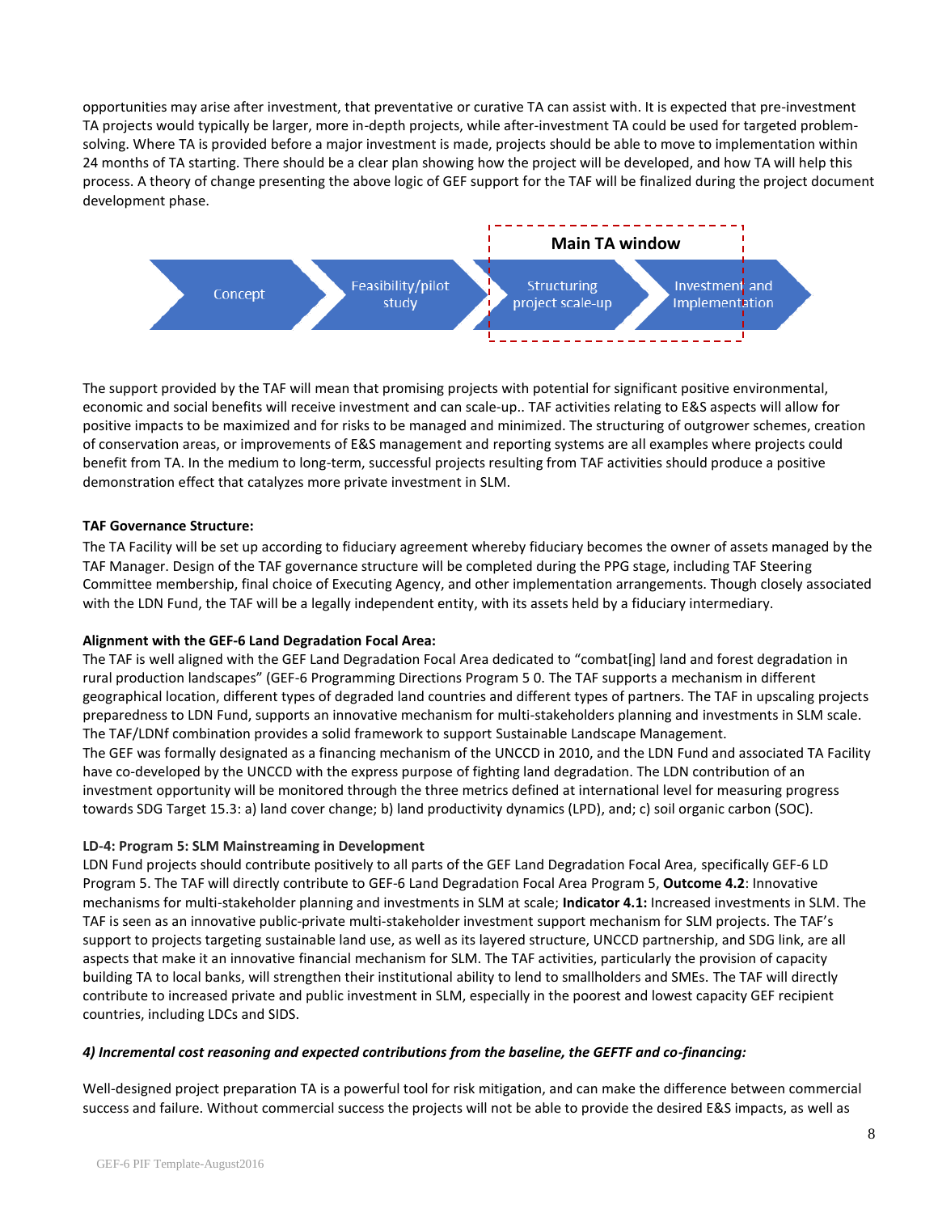opportunities may arise after investment, that preventative or curative TA can assist with. It is expected that pre-investment TA projects would typically be larger, more in-depth projects, while after-investment TA could be used for targeted problem-solving. Where TA is provided before a major investment is made, projects should be able to move to implementation within 24 months of TA starting. There should be a clear plan showing how the project will be developed, and how TA will help this process. A theory of change presenting the above logic of GEF support for the TAF will be finalized during the project document development phase.

**Main TA window**

Concept → Feasibility/pilot study → Structuring project scale-up → Investment and Implementation

The support provided by the TAF will mean that promising projects with potential for significant positive environmental, economic and social benefits will receive investment and can scale-up.. TAF activities relating to E&S aspects will allow for positive impacts to be maximized and for risks to be managed and minimized. The structuring of outgrower schemes, creation of conservation areas, or improvements of E&S management and reporting systems are all examples where projects could benefit from TA. In the medium to long-term, successful projects resulting from TAF activities should produce a positive demonstration effect that catalyzes more private investment in SLM.

**TAF Governance Structure:**

The TA Facility will be set up according to fiduciary agreement whereby fiduciary becomes the owner of assets managed by the TAF Manager. Design of the TAF governance structure will be completed during the PPG stage, including TAF Steering Committee membership, final choice of Executing Agency, and other implementation arrangements. Though closely associated with the LDN Fund, the TAF will be a legally independent entity, with its assets held by a fiduciary intermediary.

**Alignment with the GEF-6 Land Degradation Focal Area:**

The TAF is well aligned with the GEF Land Degradation Focal Area dedicated to "combat[ing] land and forest degradation in rural production landscapes" (GEF-6 Programming Directions Program 5 0. The TAF supports a mechanism in different geographical location, different types of degraded land countries and different types of partners. The TAF in upscaling projects preparedness to LDN Fund, supports an innovative mechanism for multi-stakeholders planning and investments in SLM scale. The TAF/LDNf combination provides a solid framework to support Sustainable Landscape Management.

The GEF was formally designated as a financing mechanism of the UNCCD in 2010, and the LDN Fund and associated TA Facility have co-developed by the UNCCD with the express purpose of fighting land degradation. The LDN contribution of an investment opportunity will be monitored through the three metrics defined at international level for measuring progress towards SDG Target 15.3: a) land cover change; b) land productivity dynamics (LPD), and; c) soil organic carbon (SOC).

**LD-4: Program 5: SLM Mainstreaming in Development**

LDN Fund projects should contribute positively to all parts of the GEF Land Degradation Focal Area, specifically GEF-6 LD Program 5. The TAF will directly contribute to GEF-6 Land Degradation Focal Area Program 5, **Outcome 4.2**: Innovative mechanisms for multi-stakeholder planning and investments in SLM at scale; **Indicator 4.1:** Increased investments in SLM. The TAF is seen as an innovative public-private multi-stakeholder investment support mechanism for SLM projects. The TAF's support to projects targeting sustainable land use, as well as its layered structure, UNCCD partnership, and SDG link, are all aspects that make it an innovative financial mechanism for SLM. The TAF activities, particularly the provision of capacity building TA to local banks, will strengthen their institutional ability to lend to smallholders and SMEs. The TAF will directly contribute to increased private and public investment in SLM, especially in the poorest and lowest capacity GEF recipient countries, including LDCs and SIDS.

***4) Incremental cost reasoning and expected contributions from the baseline, the GEFTF and co-financing:***

Well-designed project preparation TA is a powerful tool for risk mitigation, and can make the difference between commercial success and failure. Without commercial success the projects will not be able to provide the desired E&S impacts, as well as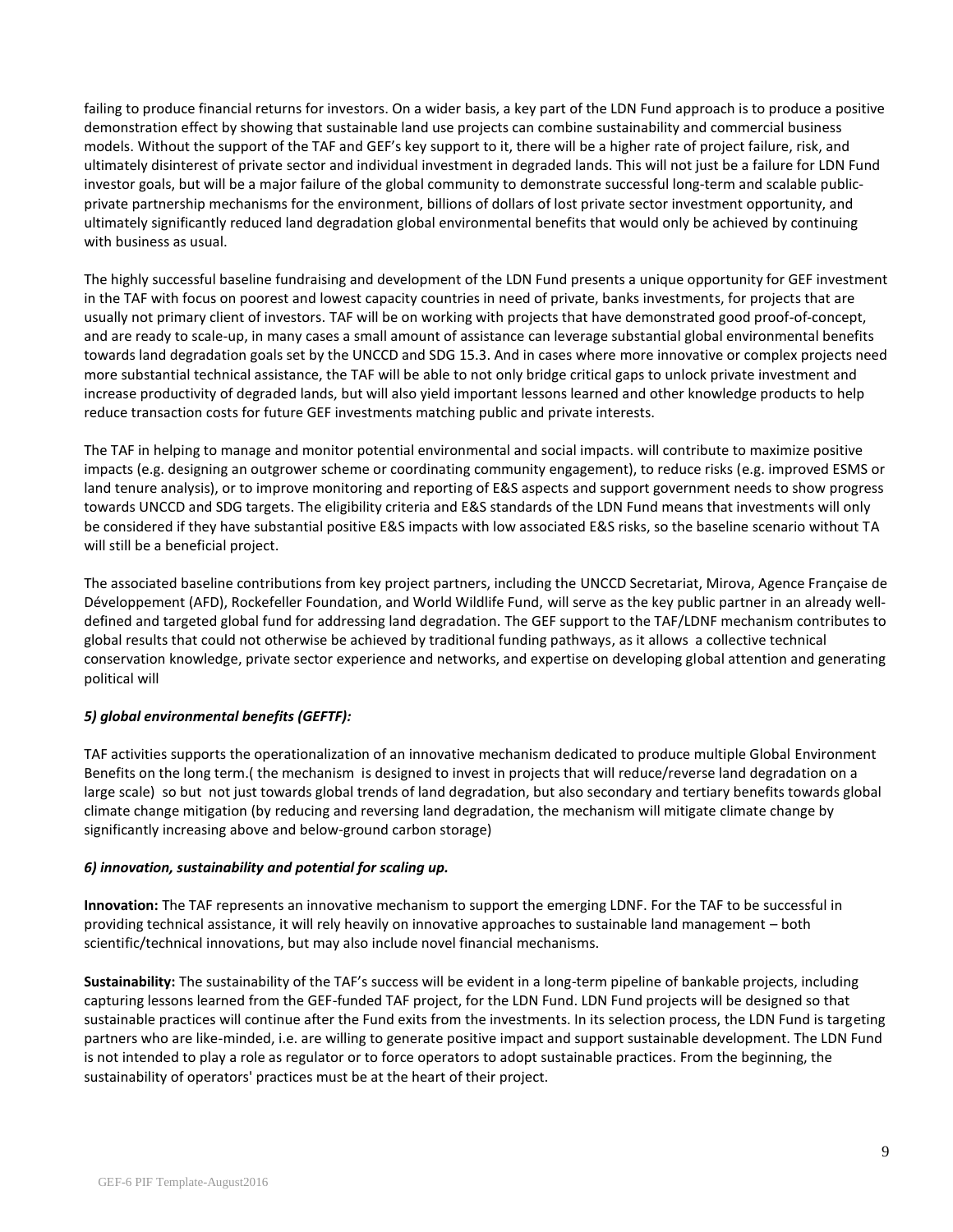failing to produce financial returns for investors. On a wider basis, a key part of the LDN Fund approach is to produce a positive demonstration effect by showing that sustainable land use projects can combine sustainability and commercial business models. Without the support of the TAF and GEF's key support to it, there will be a higher rate of project failure, risk, and ultimately disinterest of private sector and individual investment in degraded lands. This will not just be a failure for LDN Fund investor goals, but will be a major failure of the global community to demonstrate successful long-term and scalable public-private partnership mechanisms for the environment, billions of dollars of lost private sector investment opportunity, and ultimately significantly reduced land degradation global environmental benefits that would only be achieved by continuing with business as usual.

The highly successful baseline fundraising and development of the LDN Fund presents a unique opportunity for GEF investment in the TAF with focus on poorest and lowest capacity countries in need of private, banks investments, for projects that are usually not primary client of investors. TAF will be on working with projects that have demonstrated good proof-of-concept, and are ready to scale-up, in many cases a small amount of assistance can leverage substantial global environmental benefits towards land degradation goals set by the UNCCD and SDG 15.3. And in cases where more innovative or complex projects need more substantial technical assistance, the TAF will be able to not only bridge critical gaps to unlock private investment and increase productivity of degraded lands, but will also yield important lessons learned and other knowledge products to help reduce transaction costs for future GEF investments matching public and private interests.

The TAF in helping to manage and monitor potential environmental and social impacts. will contribute to maximize positive impacts (e.g. designing an outgrower scheme or coordinating community engagement), to reduce risks (e.g. improved ESMS or land tenure analysis), or to improve monitoring and reporting of E&S aspects and support government needs to show progress towards UNCCD and SDG targets. The eligibility criteria and E&S standards of the LDN Fund means that investments will only be considered if they have substantial positive E&S impacts with low associated E&S risks, so the baseline scenario without TA will still be a beneficial project.

The associated baseline contributions from key project partners, including the UNCCD Secretariat, Mirova, Agence Française de Développement (AFD), Rockefeller Foundation, and World Wildlife Fund, will serve as the key public partner in an already well-defined and targeted global fund for addressing land degradation. The GEF support to the TAF/LDNF mechanism contributes to global results that could not otherwise be achieved by traditional funding pathways, as it allows a collective technical conservation knowledge, private sector experience and networks, and expertise on developing global attention and generating political will

***5) global environmental benefits (GEFTF):***

TAF activities supports the operationalization of an innovative mechanism dedicated to produce multiple Global Environment Benefits on the long term.( the mechanism is designed to invest in projects that will reduce/reverse land degradation on a large scale) so but not just towards global trends of land degradation, but also secondary and tertiary benefits towards global climate change mitigation (by reducing and reversing land degradation, the mechanism will mitigate climate change by significantly increasing above and below-ground carbon storage)

***6) innovation, sustainability and potential for scaling up.***

**Innovation:** The TAF represents an innovative mechanism to support the emerging LDNF. For the TAF to be successful in providing technical assistance, it will rely heavily on innovative approaches to sustainable land management – both scientific/technical innovations, but may also include novel financial mechanisms.

**Sustainability:** The sustainability of the TAF's success will be evident in a long-term pipeline of bankable projects, including capturing lessons learned from the GEF-funded TAF project, for the LDN Fund. LDN Fund projects will be designed so that sustainable practices will continue after the Fund exits from the investments. In its selection process, the LDN Fund is targeting partners who are like-minded, i.e. are willing to generate positive impact and support sustainable development. The LDN Fund is not intended to play a role as regulator or to force operators to adopt sustainable practices. From the beginning, the sustainability of operators' practices must be at the heart of their project.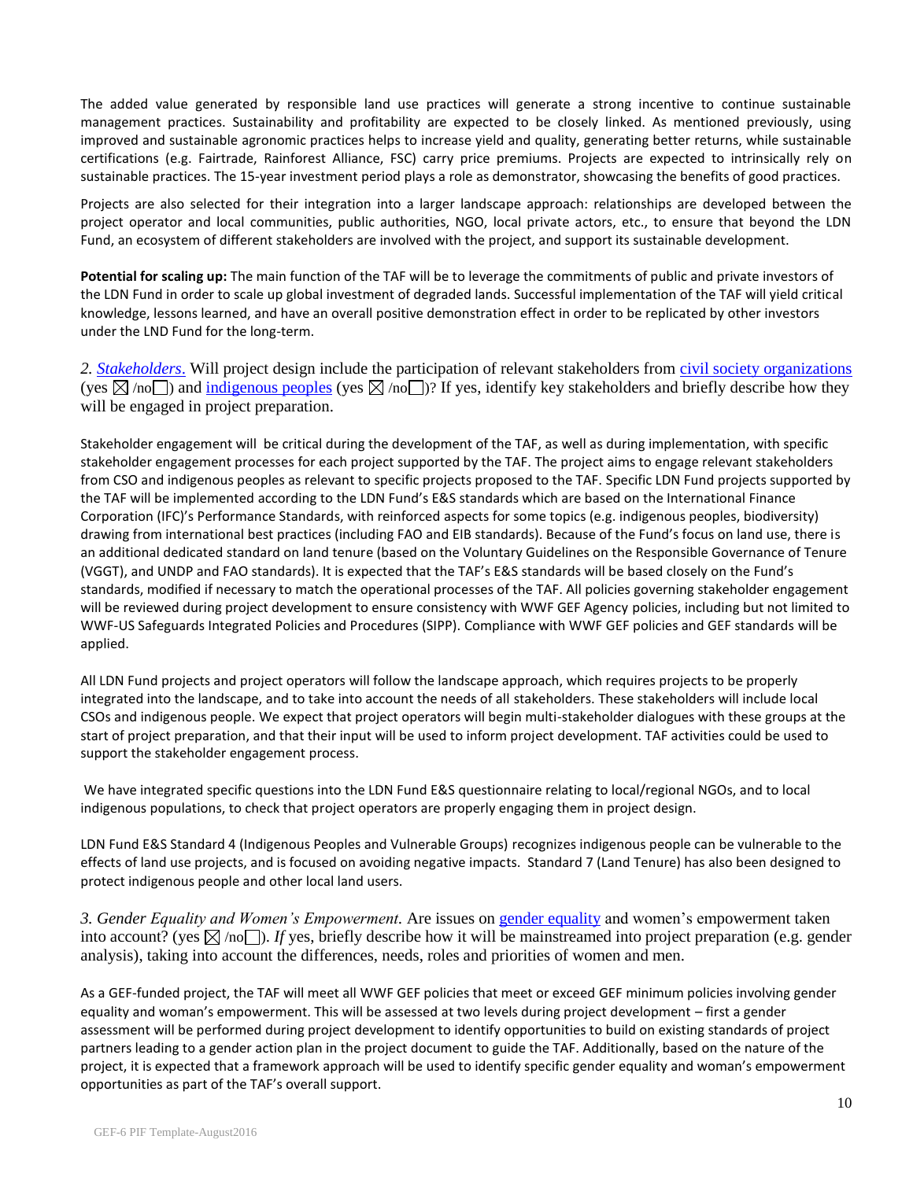The added value generated by responsible land use practices will generate a strong incentive to continue sustainable management practices. Sustainability and profitability are expected to be closely linked. As mentioned previously, using improved and sustainable agronomic practices helps to increase yield and quality, generating better returns, while sustainable certifications (e.g. Fairtrade, Rainforest Alliance, FSC) carry price premiums. Projects are expected to intrinsically rely on sustainable practices. The 15-year investment period plays a role as demonstrator, showcasing the benefits of good practices.

Projects are also selected for their integration into a larger landscape approach: relationships are developed between the project operator and local communities, public authorities, NGO, local private actors, etc., to ensure that beyond the LDN Fund, an ecosystem of different stakeholders are involved with the project, and support its sustainable development.

**Potential for scaling up:** The main function of the TAF will be to leverage the commitments of public and private investors of the LDN Fund in order to scale up global investment of degraded lands. Successful implementation of the TAF will yield critical knowledge, lessons learned, and have an overall positive demonstration effect in order to be replicated by other investors under the LND Fund for the long-term.

*2. Stakeholders.* Will project design include the participation of relevant stakeholders from civil society organizations (yes ☒ /no☐) and indigenous peoples (yes ☒ /no☐)? If yes, identify key stakeholders and briefly describe how they will be engaged in project preparation.

Stakeholder engagement will be critical during the development of the TAF, as well as during implementation, with specific stakeholder engagement processes for each project supported by the TAF. The project aims to engage relevant stakeholders from CSO and indigenous peoples as relevant to specific projects proposed to the TAF. Specific LDN Fund projects supported by the TAF will be implemented according to the LDN Fund's E&S standards which are based on the International Finance Corporation (IFC)'s Performance Standards, with reinforced aspects for some topics (e.g. indigenous peoples, biodiversity) drawing from international best practices (including FAO and EIB standards). Because of the Fund's focus on land use, there is an additional dedicated standard on land tenure (based on the Voluntary Guidelines on the Responsible Governance of Tenure (VGGT), and UNDP and FAO standards). It is expected that the TAF's E&S standards will be based closely on the Fund's standards, modified if necessary to match the operational processes of the TAF. All policies governing stakeholder engagement will be reviewed during project development to ensure consistency with WWF GEF Agency policies, including but not limited to WWF-US Safeguards Integrated Policies and Procedures (SIPP). Compliance with WWF GEF policies and GEF standards will be applied.

All LDN Fund projects and project operators will follow the landscape approach, which requires projects to be properly integrated into the landscape, and to take into account the needs of all stakeholders. These stakeholders will include local CSOs and indigenous people. We expect that project operators will begin multi-stakeholder dialogues with these groups at the start of project preparation, and that their input will be used to inform project development. TAF activities could be used to support the stakeholder engagement process.

We have integrated specific questions into the LDN Fund E&S questionnaire relating to local/regional NGOs, and to local indigenous populations, to check that project operators are properly engaging them in project design.

LDN Fund E&S Standard 4 (Indigenous Peoples and Vulnerable Groups) recognizes indigenous people can be vulnerable to the effects of land use projects, and is focused on avoiding negative impacts. Standard 7 (Land Tenure) has also been designed to protect indigenous people and other local land users.

*3. Gender Equality and Women's Empowerment.* Are issues on gender equality and women's empowerment taken into account? (yes ☒ /no☐). *If* yes, briefly describe how it will be mainstreamed into project preparation (e.g. gender analysis), taking into account the differences, needs, roles and priorities of women and men.

As a GEF-funded project, the TAF will meet all WWF GEF policies that meet or exceed GEF minimum policies involving gender equality and woman's empowerment. This will be assessed at two levels during project development – first a gender assessment will be performed during project development to identify opportunities to build on existing standards of project partners leading to a gender action plan in the project document to guide the TAF. Additionally, based on the nature of the project, it is expected that a framework approach will be used to identify specific gender equality and woman's empowerment opportunities as part of the TAF's overall support.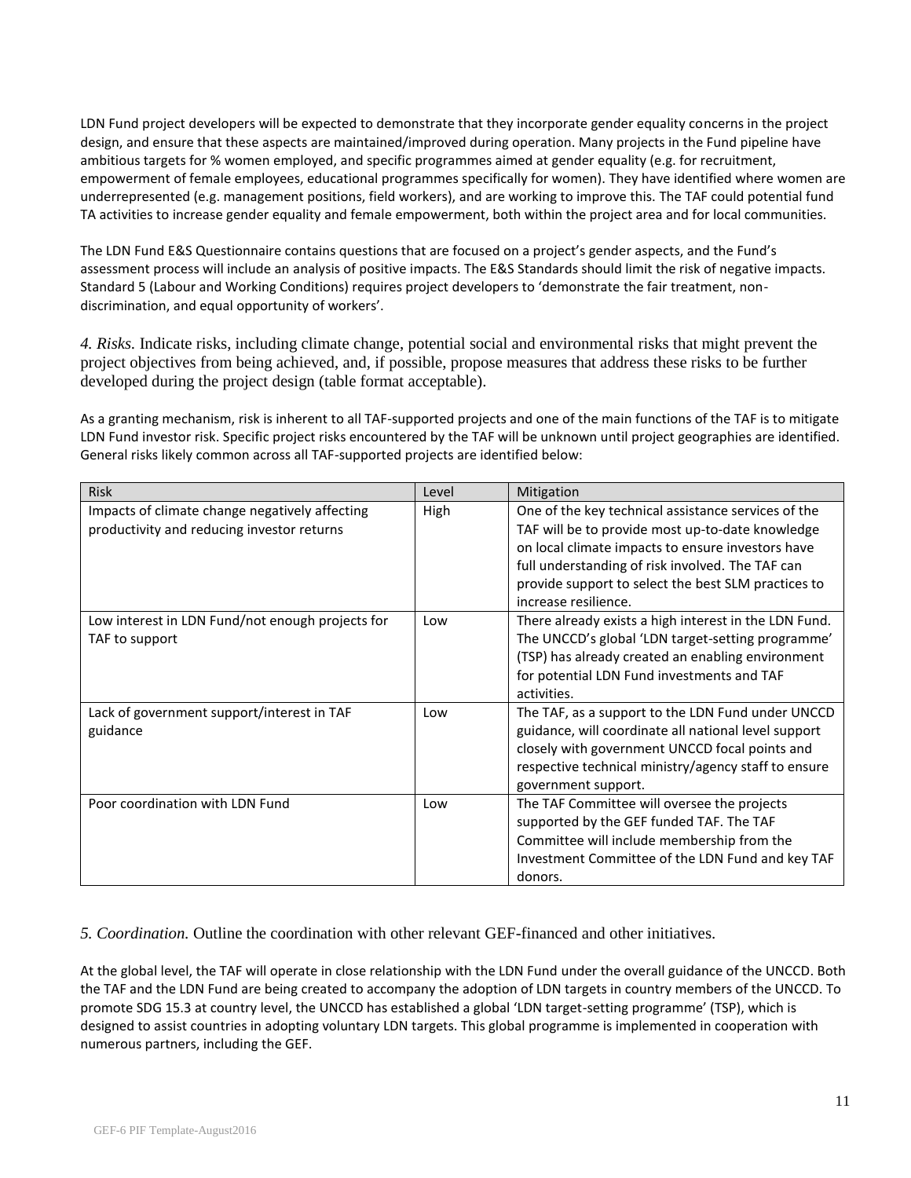LDN Fund project developers will be expected to demonstrate that they incorporate gender equality concerns in the project design, and ensure that these aspects are maintained/improved during operation. Many projects in the Fund pipeline have ambitious targets for % women employed, and specific programmes aimed at gender equality (e.g. for recruitment, empowerment of female employees, educational programmes specifically for women). They have identified where women are underrepresented (e.g. management positions, field workers), and are working to improve this. The TAF could potential fund TA activities to increase gender equality and female empowerment, both within the project area and for local communities.

The LDN Fund E&S Questionnaire contains questions that are focused on a project's gender aspects, and the Fund's assessment process will include an analysis of positive impacts. The E&S Standards should limit the risk of negative impacts. Standard 5 (Labour and Working Conditions) requires project developers to 'demonstrate the fair treatment, non-discrimination, and equal opportunity of workers'.

*4. Risks.* Indicate risks, including climate change, potential social and environmental risks that might prevent the project objectives from being achieved, and, if possible, propose measures that address these risks to be further developed during the project design (table format acceptable).

As a granting mechanism, risk is inherent to all TAF-supported projects and one of the main functions of the TAF is to mitigate LDN Fund investor risk. Specific project risks encountered by the TAF will be unknown until project geographies are identified. General risks likely common across all TAF-supported projects are identified below:

| Risk | Level | Mitigation |
| --- | --- | --- |
| Impacts of climate change negatively affecting productivity and reducing investor returns | High | One of the key technical assistance services of the TAF will be to provide most up-to-date knowledge on local climate impacts to ensure investors have full understanding of risk involved. The TAF can provide support to select the best SLM practices to increase resilience. |
| Low interest in LDN Fund/not enough projects for TAF to support | Low | There already exists a high interest in the LDN Fund. The UNCCD's global 'LDN target-setting programme' (TSP) has already created an enabling environment for potential LDN Fund investments and TAF activities. |
| Lack of government support/interest in TAF guidance | Low | The TAF, as a support to the LDN Fund under UNCCD guidance, will coordinate all national level support closely with government UNCCD focal points and respective technical ministry/agency staff to ensure government support. |
| Poor coordination with LDN Fund | Low | The TAF Committee will oversee the projects supported by the GEF funded TAF. The TAF Committee will include membership from the Investment Committee of the LDN Fund and key TAF donors. |

*5. Coordination.* Outline the coordination with other relevant GEF-financed and other initiatives.

At the global level, the TAF will operate in close relationship with the LDN Fund under the overall guidance of the UNCCD. Both the TAF and the LDN Fund are being created to accompany the adoption of LDN targets in country members of the UNCCD. To promote SDG 15.3 at country level, the UNCCD has established a global 'LDN target-setting programme' (TSP), which is designed to assist countries in adopting voluntary LDN targets. This global programme is implemented in cooperation with numerous partners, including the GEF.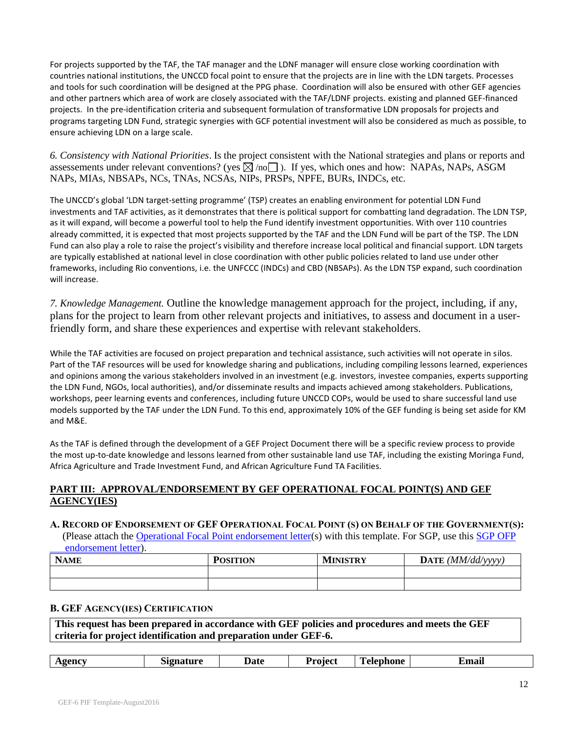For projects supported by the TAF, the TAF manager and the LDNF manager will ensure close working coordination with countries national institutions, the UNCCD focal point to ensure that the projects are in line with the LDN targets. Processes and tools for such coordination will be designed at the PPG phase. Coordination will also be ensured with other GEF agencies and other partners which area of work are closely associated with the TAF/LDNF projects. existing and planned GEF-financed projects. In the pre-identification criteria and subsequent formulation of transformative LDN proposals for projects and programs targeting LDN Fund, strategic synergies with GCF potential investment will also be considered as much as possible, to ensure achieving LDN on a large scale.

*6. Consistency with National Priorities*. Is the project consistent with the National strategies and plans or reports and assessements under relevant conventions? (yes ☒ /no☐ ). If yes, which ones and how: NAPAs, NAPs, ASGM NAPs, MIAs, NBSAPs, NCs, TNAs, NCSAs, NIPs, PRSPs, NPFE, BURs, INDCs, etc.

The UNCCD's global 'LDN target-setting programme' (TSP) creates an enabling environment for potential LDN Fund investments and TAF activities, as it demonstrates that there is political support for combatting land degradation. The LDN TSP, as it will expand, will become a powerful tool to help the Fund identify investment opportunities. With over 110 countries already committed, it is expected that most projects supported by the TAF and the LDN Fund will be part of the TSP. The LDN Fund can also play a role to raise the project's visibility and therefore increase local political and financial support. LDN targets are typically established at national level in close coordination with other public policies related to land use under other frameworks, including Rio conventions, i.e. the UNFCCC (INDCs) and CBD (NBSAPs). As the LDN TSP expand, such coordination will increase.

*7. Knowledge Management.* Outline the knowledge management approach for the project, including, if any, plans for the project to learn from other relevant projects and initiatives, to assess and document in a user-friendly form, and share these experiences and expertise with relevant stakeholders.

While the TAF activities are focused on project preparation and technical assistance, such activities will not operate in silos. Part of the TAF resources will be used for knowledge sharing and publications, including compiling lessons learned, experiences and opinions among the various stakeholders involved in an investment (e.g. investors, investee companies, experts supporting the LDN Fund, NGOs, local authorities), and/or disseminate results and impacts achieved among stakeholders. Publications, workshops, peer learning events and conferences, including future UNCCD COPs, would be used to share successful land use models supported by the TAF under the LDN Fund. To this end, approximately 10% of the GEF funding is being set aside for KM and M&E.

As the TAF is defined through the development of a GEF Project Document there will be a specific review process to provide the most up-to-date knowledge and lessons learned from other sustainable land use TAF, including the existing Moringa Fund, Africa Agriculture and Trade Investment Fund, and African Agriculture Fund TA Facilities.

## PART III: APPROVAL/ENDORSEMENT BY GEF OPERATIONAL FOCAL POINT(S) AND GEF AGENCY(IES)

**A. RECORD OF ENDORSEMENT OF GEF OPERATIONAL FOCAL POINT (S) ON BEHALF OF THE GOVERNMENT(S):** (Please attach the Operational Focal Point endorsement letter(s) with this template. For SGP, use this SGP OFP endorsement letter).

| NAME | POSITION | MINISTRY | DATE *(MM/dd/yyyy)* |
|---|---|---|---|
| | | | |
| | | | |

**B. GEF AGENCY(IES) CERTIFICATION**

**This request has been prepared in accordance with GEF policies and procedures and meets the GEF criteria for project identification and preparation under GEF-6.**

| Agency | Signature | Date | Project | Telephone | Email |
|---|---|---|---|---|---|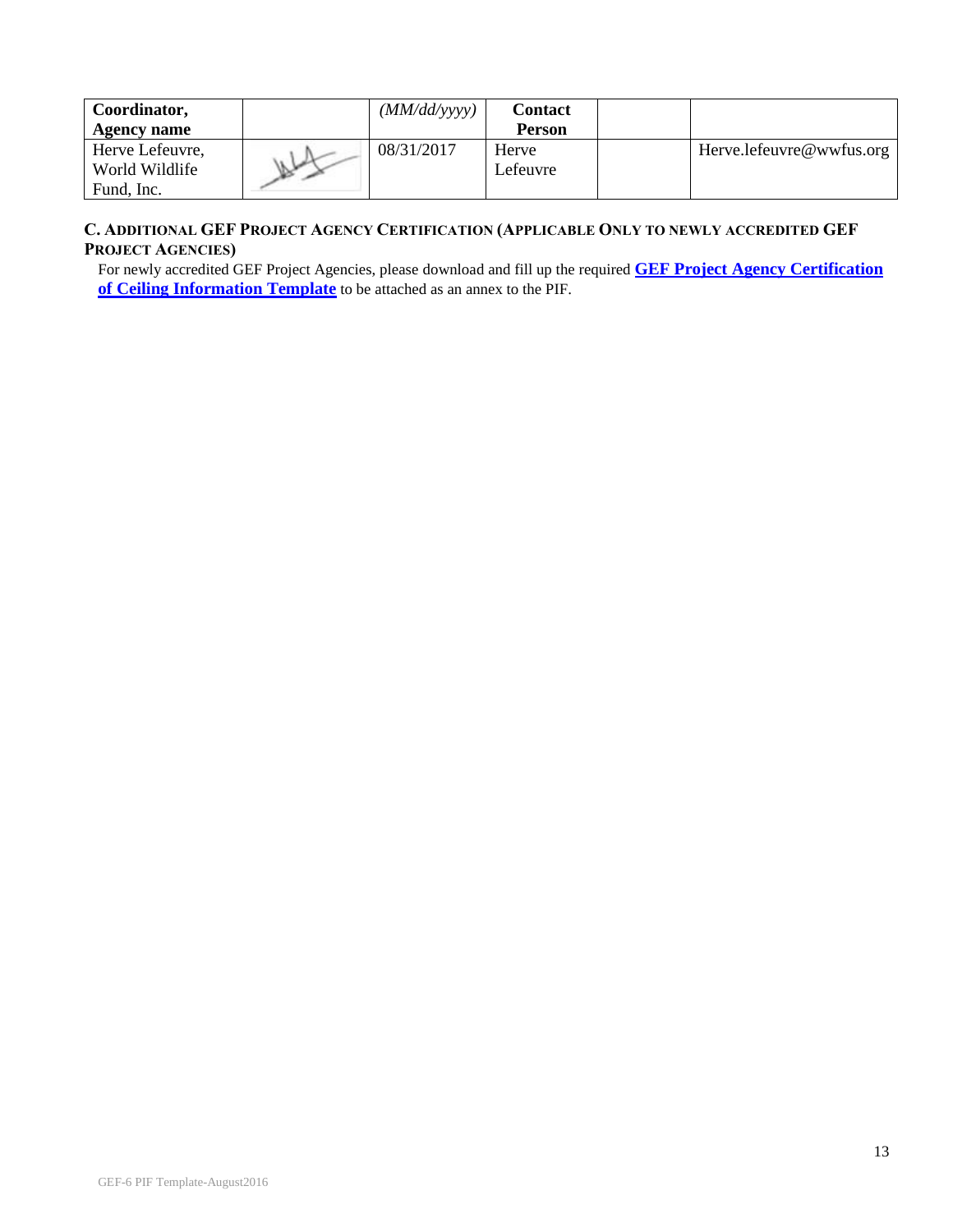| Coordinator, Agency name | | *(MM/dd/yyyy)* | **Contact Person** | | |
|---|---|---|---|---|---|
| Herve Lefeuvre, World Wildlife Fund, Inc. | | 08/31/2017 | Herve Lefeuvre | | Herve.lefeuvre@wwfus.org |

### C. Additional GEF Project Agency Certification (Applicable Only to newly accredited GEF Project Agencies)

For newly accredited GEF Project Agencies, please download and fill up the required **GEF Project Agency Certification of Ceiling Information Template** to be attached as an annex to the PIF.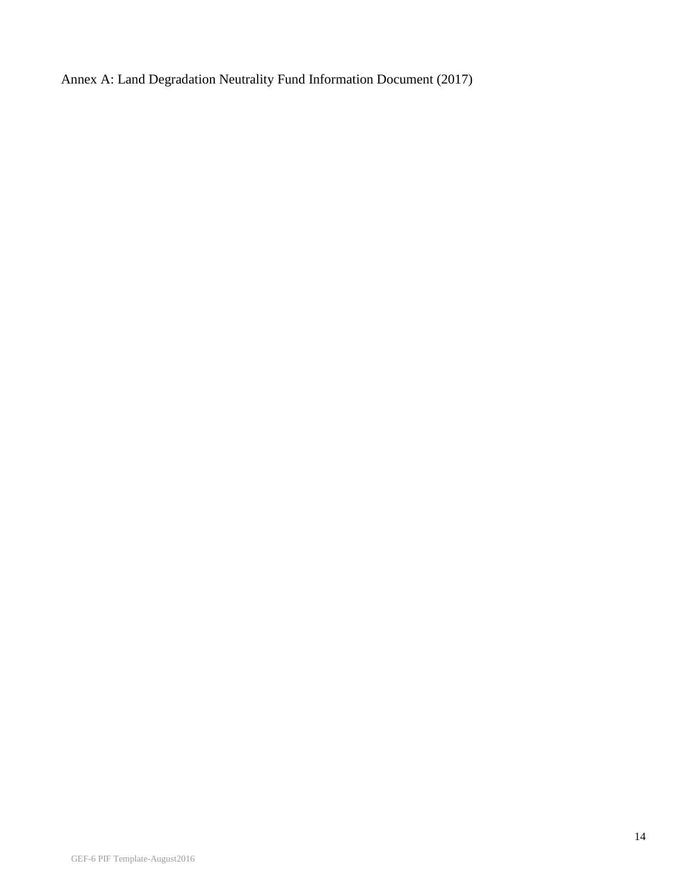Annex A: Land Degradation Neutrality Fund Information Document (2017)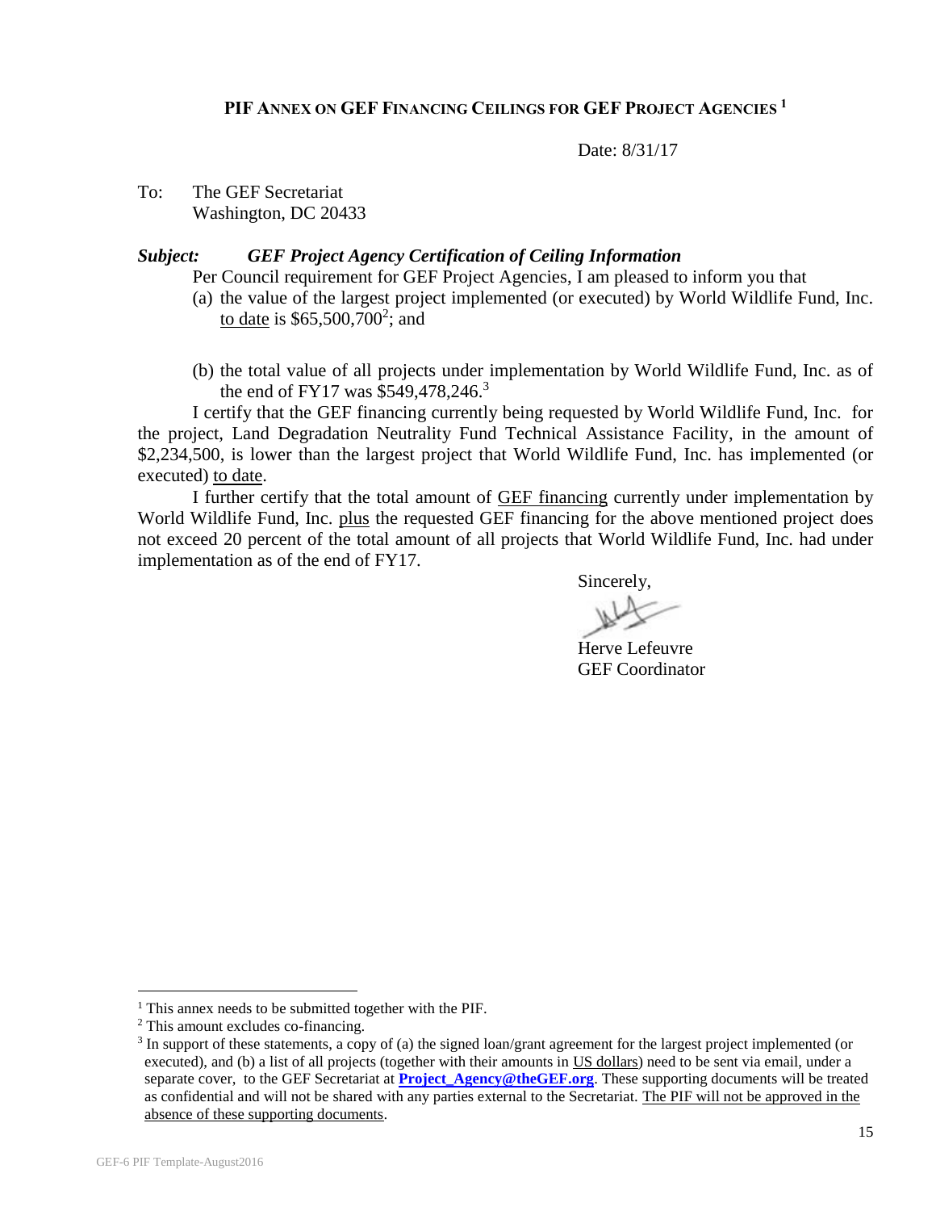## PIF ANNEX ON GEF FINANCING CEILINGS FOR GEF PROJECT AGENCIES [1]

Date: 8/31/17

To: The GEF Secretariat
Washington, DC 20433

***Subject: GEF Project Agency Certification of Ceiling Information***

Per Council requirement for GEF Project Agencies, I am pleased to inform you that

(a) the value of the largest project implemented (or executed) by World Wildlife Fund, Inc. to date is $65,500,700[2]; and

(b) the total value of all projects under implementation by World Wildlife Fund, Inc. as of the end of FY17 was $549,478,246.[3]

I certify that the GEF financing currently being requested by World Wildlife Fund, Inc. for the project, Land Degradation Neutrality Fund Technical Assistance Facility, in the amount of $2,234,500, is lower than the largest project that World Wildlife Fund, Inc. has implemented (or executed) to date.

I further certify that the total amount of GEF financing currently under implementation by World Wildlife Fund, Inc. plus the requested GEF financing for the above mentioned project does not exceed 20 percent of the total amount of all projects that World Wildlife Fund, Inc. had under implementation as of the end of FY17.

Sincerely,

Herve Lefeuvre
GEF Coordinator

---

[1] This annex needs to be submitted together with the PIF.

[2] This amount excludes co-financing.

[3] In support of these statements, a copy of (a) the signed loan/grant agreement for the largest project implemented (or executed), and (b) a list of all projects (together with their amounts in US dollars) need to be sent via email, under a separate cover, to the GEF Secretariat at **Project_Agency@theGEF.org**. These supporting documents will be treated as confidential and will not be shared with any parties external to the Secretariat. The PIF will not be approved in the absence of these supporting documents.